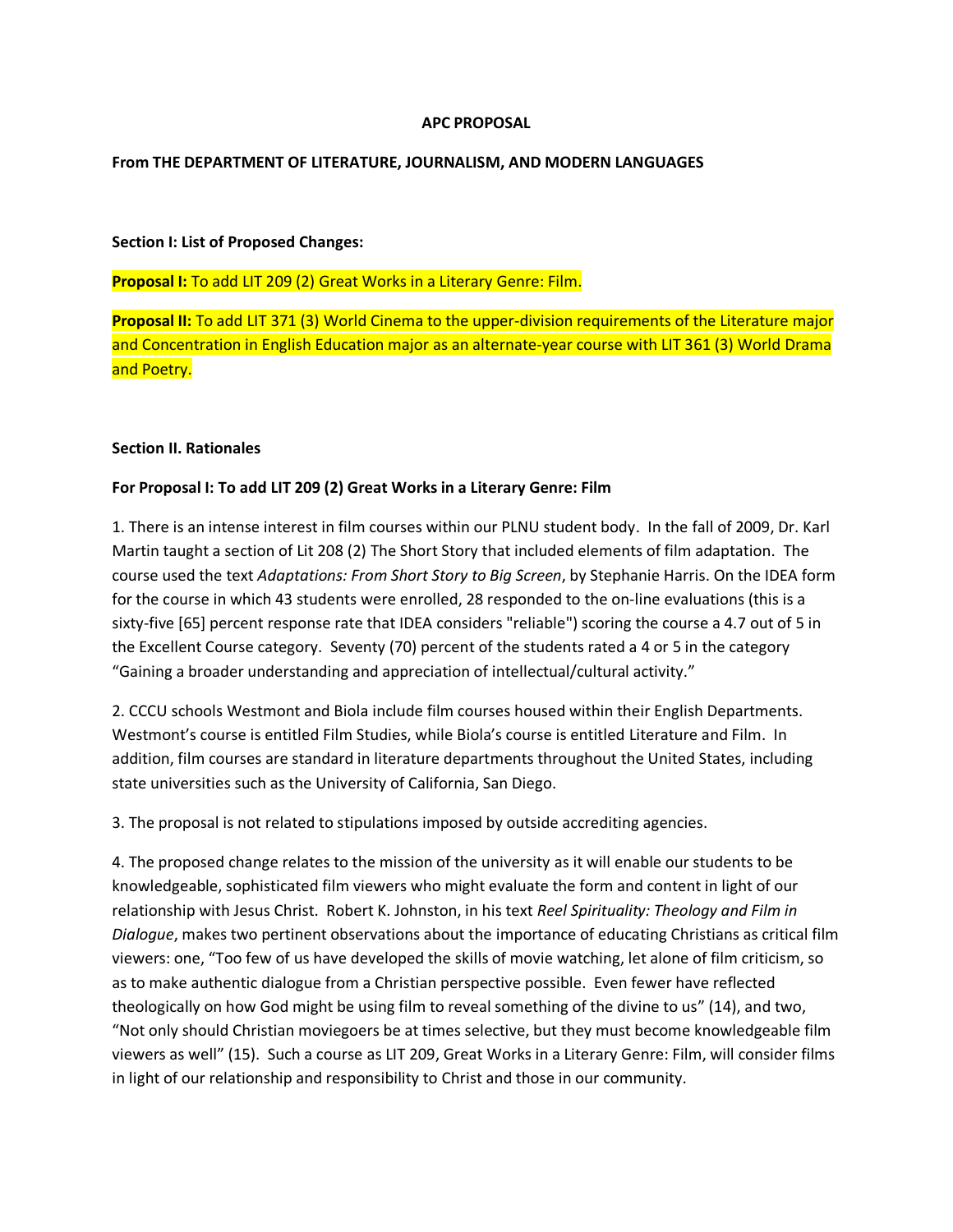**APC PROPOSAL**

**From THE DEPARTMENT OF LITERATURE, JOURNALISM, AND MODERN LANGUAGES**

**Section I: List of Proposed Changes:**

**Proposal I:** To add LIT 209 (2) Great Works in a Literary Genre: Film.

**Proposal II:** To add LIT 371 (3) World Cinema to the upper-division requirements of the Literature major and Concentration in English Education major as an alternate-year course with LIT 361 (3) World Drama and Poetry.

**Section II. Rationales**

**For Proposal I: To add LIT 209 (2) Great Works in a Literary Genre: Film**

1. There is an intense interest in film courses within our PLNU student body. In the fall of 2009, Dr. Karl Martin taught a section of Lit 208 (2) The Short Story that included elements of film adaptation. The course used the text *Adaptations: From Short Story to Big Screen*, by Stephanie Harris. On the IDEA form for the course in which 43 students were enrolled, 28 responded to the on-line evaluations (this is a sixty-five [65] percent response rate that IDEA considers "reliable") scoring the course a 4.7 out of 5 in the Excellent Course category. Seventy (70) percent of the students rated a 4 or 5 in the category "Gaining a broader understanding and appreciation of intellectual/cultural activity."

2. CCCU schools Westmont and Biola include film courses housed within their English Departments. Westmont's course is entitled Film Studies, while Biola's course is entitled Literature and Film. In addition, film courses are standard in literature departments throughout the United States, including state universities such as the University of California, San Diego.

3. The proposal is not related to stipulations imposed by outside accrediting agencies.

4. The proposed change relates to the mission of the university as it will enable our students to be knowledgeable, sophisticated film viewers who might evaluate the form and content in light of our relationship with Jesus Christ. Robert K. Johnston, in his text *Reel Spirituality: Theology and Film in Dialogue*, makes two pertinent observations about the importance of educating Christians as critical film viewers: one, "Too few of us have developed the skills of movie watching, let alone of film criticism, so as to make authentic dialogue from a Christian perspective possible. Even fewer have reflected theologically on how God might be using film to reveal something of the divine to us" (14), and two, "Not only should Christian moviegoers be at times selective, but they must become knowledgeable film viewers as well" (15). Such a course as LIT 209, Great Works in a Literary Genre: Film, will consider films in light of our relationship and responsibility to Christ and those in our community.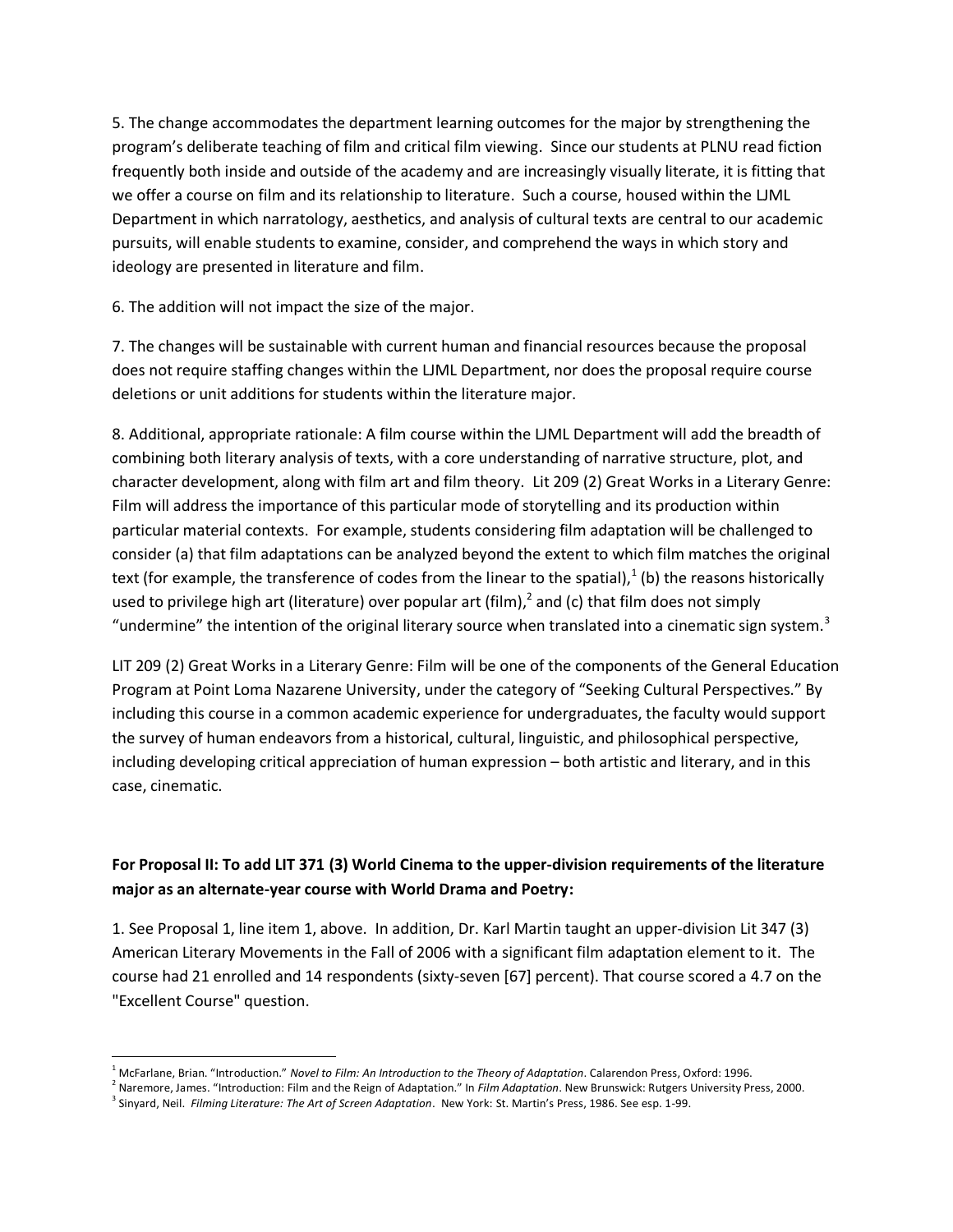5. The change accommodates the department learning outcomes for the major by strengthening the program's deliberate teaching of film and critical film viewing. Since our students at PLNU read fiction frequently both inside and outside of the academy and are increasingly visually literate, it is fitting that we offer a course on film and its relationship to literature. Such a course, housed within the LJML Department in which narratology, aesthetics, and analysis of cultural texts are central to our academic pursuits, will enable students to examine, consider, and comprehend the ways in which story and ideology are presented in literature and film.

6. The addition will not impact the size of the major.

7. The changes will be sustainable with current human and financial resources because the proposal does not require staffing changes within the LJML Department, nor does the proposal require course deletions or unit additions for students within the literature major.

8. Additional, appropriate rationale: A film course within the LJML Department will add the breadth of combining both literary analysis of texts, with a core understanding of narrative structure, plot, and character development, along with film art and film theory. Lit 209 (2) Great Works in a Literary Genre: Film will address the importance of this particular mode of storytelling and its production within particular material contexts. For example, students considering film adaptation will be challenged to consider (a) that film adaptations can be analyzed beyond the extent to which film matches the original text (for example, the transference of codes from the linear to the spatial),[1] (b) the reasons historically used to privilege high art (literature) over popular art (film),[2] and (c) that film does not simply "undermine" the intention of the original literary source when translated into a cinematic sign system.[3]

LIT 209 (2) Great Works in a Literary Genre: Film will be one of the components of the General Education Program at Point Loma Nazarene University, under the category of "Seeking Cultural Perspectives." By including this course in a common academic experience for undergraduates, the faculty would support the survey of human endeavors from a historical, cultural, linguistic, and philosophical perspective, including developing critical appreciation of human expression – both artistic and literary, and in this case, cinematic.

**For Proposal II: To add LIT 371 (3) World Cinema to the upper-division requirements of the literature major as an alternate-year course with World Drama and Poetry:**

1. See Proposal 1, line item 1, above. In addition, Dr. Karl Martin taught an upper-division Lit 347 (3) American Literary Movements in the Fall of 2006 with a significant film adaptation element to it. The course had 21 enrolled and 14 respondents (sixty-seven [67] percent). That course scored a 4.7 on the "Excellent Course" question.

---

[1] McFarlane, Brian. "Introduction." *Novel to Film: An Introduction to the Theory of Adaptation*. Calarendon Press, Oxford: 1996.

[2] Naremore, James. "Introduction: Film and the Reign of Adaptation." In *Film Adaptation*. New Brunswick: Rutgers University Press, 2000.

[3] Sinyard, Neil. *Filming Literature: The Art of Screen Adaptation*. New York: St. Martin's Press, 1986. See esp. 1-99.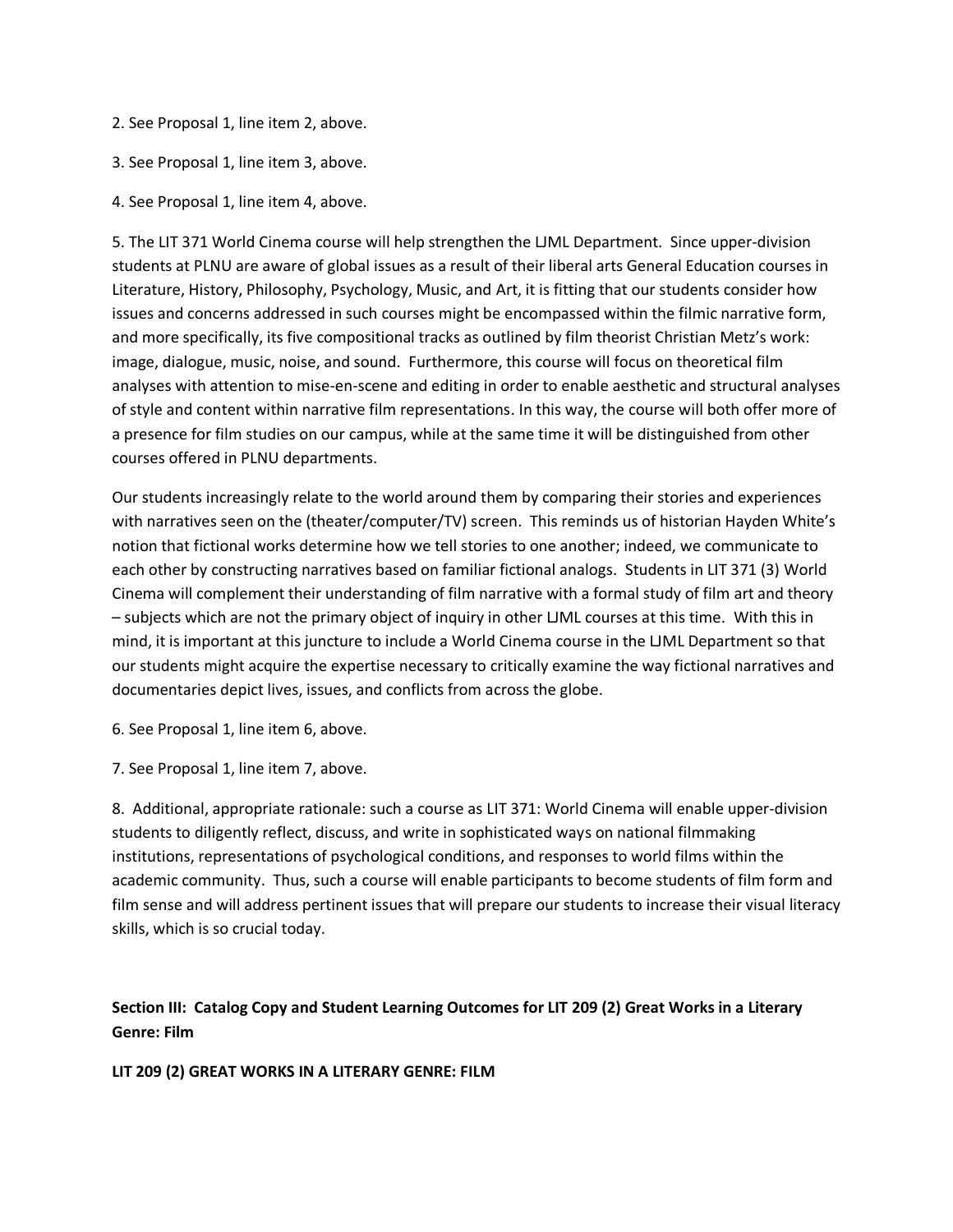2. See Proposal 1, line item 2, above.

3. See Proposal 1, line item 3, above.

4. See Proposal 1, line item 4, above.

5. The LIT 371 World Cinema course will help strengthen the LJML Department. Since upper-division students at PLNU are aware of global issues as a result of their liberal arts General Education courses in Literature, History, Philosophy, Psychology, Music, and Art, it is fitting that our students consider how issues and concerns addressed in such courses might be encompassed within the filmic narrative form, and more specifically, its five compositional tracks as outlined by film theorist Christian Metz's work: image, dialogue, music, noise, and sound. Furthermore, this course will focus on theoretical film analyses with attention to mise-en-scene and editing in order to enable aesthetic and structural analyses of style and content within narrative film representations. In this way, the course will both offer more of a presence for film studies on our campus, while at the same time it will be distinguished from other courses offered in PLNU departments.

Our students increasingly relate to the world around them by comparing their stories and experiences with narratives seen on the (theater/computer/TV) screen. This reminds us of historian Hayden White's notion that fictional works determine how we tell stories to one another; indeed, we communicate to each other by constructing narratives based on familiar fictional analogs. Students in LIT 371 (3) World Cinema will complement their understanding of film narrative with a formal study of film art and theory – subjects which are not the primary object of inquiry in other LJML courses at this time. With this in mind, it is important at this juncture to include a World Cinema course in the LJML Department so that our students might acquire the expertise necessary to critically examine the way fictional narratives and documentaries depict lives, issues, and conflicts from across the globe.

6. See Proposal 1, line item 6, above.

7. See Proposal 1, line item 7, above.

8. Additional, appropriate rationale: such a course as LIT 371: World Cinema will enable upper-division students to diligently reflect, discuss, and write in sophisticated ways on national filmmaking institutions, representations of psychological conditions, and responses to world films within the academic community. Thus, such a course will enable participants to become students of film form and film sense and will address pertinent issues that will prepare our students to increase their visual literacy skills, which is so crucial today.

**Section III: Catalog Copy and Student Learning Outcomes for LIT 209 (2) Great Works in a Literary Genre: Film**

**LIT 209 (2) GREAT WORKS IN A LITERARY GENRE: FILM**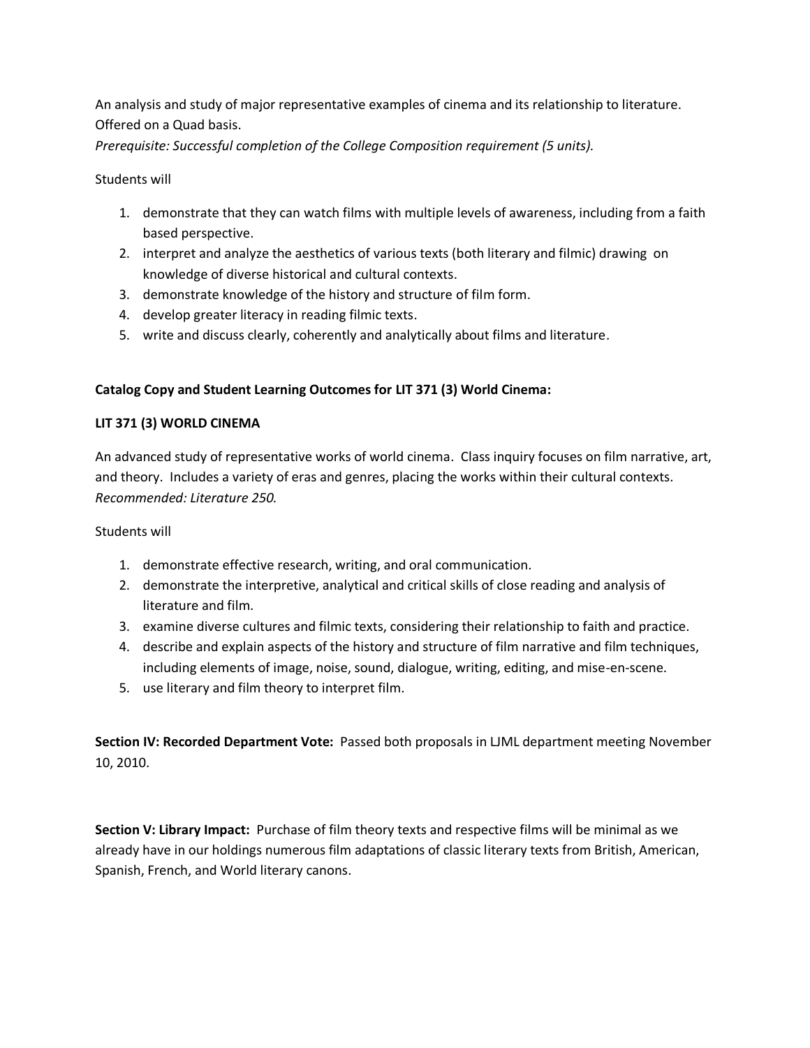An analysis and study of major representative examples of cinema and its relationship to literature. Offered on a Quad basis.

*Prerequisite: Successful completion of the College Composition requirement (5 units).*

Students will

1. demonstrate that they can watch films with multiple levels of awareness, including from a faith based perspective.
2. interpret and analyze the aesthetics of various texts (both literary and filmic) drawing on knowledge of diverse historical and cultural contexts.
3. demonstrate knowledge of the history and structure of film form.
4. develop greater literacy in reading filmic texts.
5. write and discuss clearly, coherently and analytically about films and literature.

**Catalog Copy and Student Learning Outcomes for LIT 371 (3) World Cinema:**

**LIT 371 (3) WORLD CINEMA**

An advanced study of representative works of world cinema. Class inquiry focuses on film narrative, art, and theory. Includes a variety of eras and genres, placing the works within their cultural contexts. *Recommended: Literature 250.*

Students will

1. demonstrate effective research, writing, and oral communication.
2. demonstrate the interpretive, analytical and critical skills of close reading and analysis of literature and film.
3. examine diverse cultures and filmic texts, considering their relationship to faith and practice.
4. describe and explain aspects of the history and structure of film narrative and film techniques, including elements of image, noise, sound, dialogue, writing, editing, and mise-en-scene.
5. use literary and film theory to interpret film.

**Section IV: Recorded Department Vote:** Passed both proposals in LJML department meeting November 10, 2010.

**Section V: Library Impact:** Purchase of film theory texts and respective films will be minimal as we already have in our holdings numerous film adaptations of classic literary texts from British, American, Spanish, French, and World literary canons.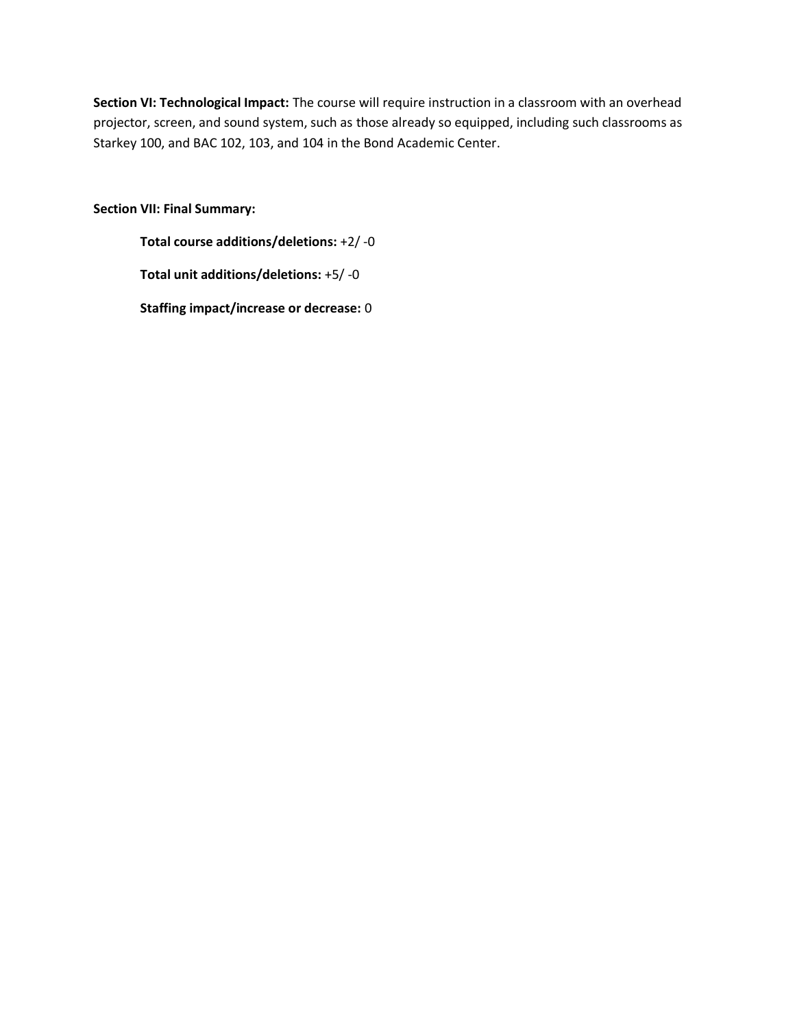**Section VI: Technological Impact:** The course will require instruction in a classroom with an overhead projector, screen, and sound system, such as those already so equipped, including such classrooms as Starkey 100, and BAC 102, 103, and 104 in the Bond Academic Center.

**Section VII: Final Summary:**

**Total course additions/deletions:** +2/ -0

**Total unit additions/deletions:** +5/ -0

**Staffing impact/increase or decrease:** 0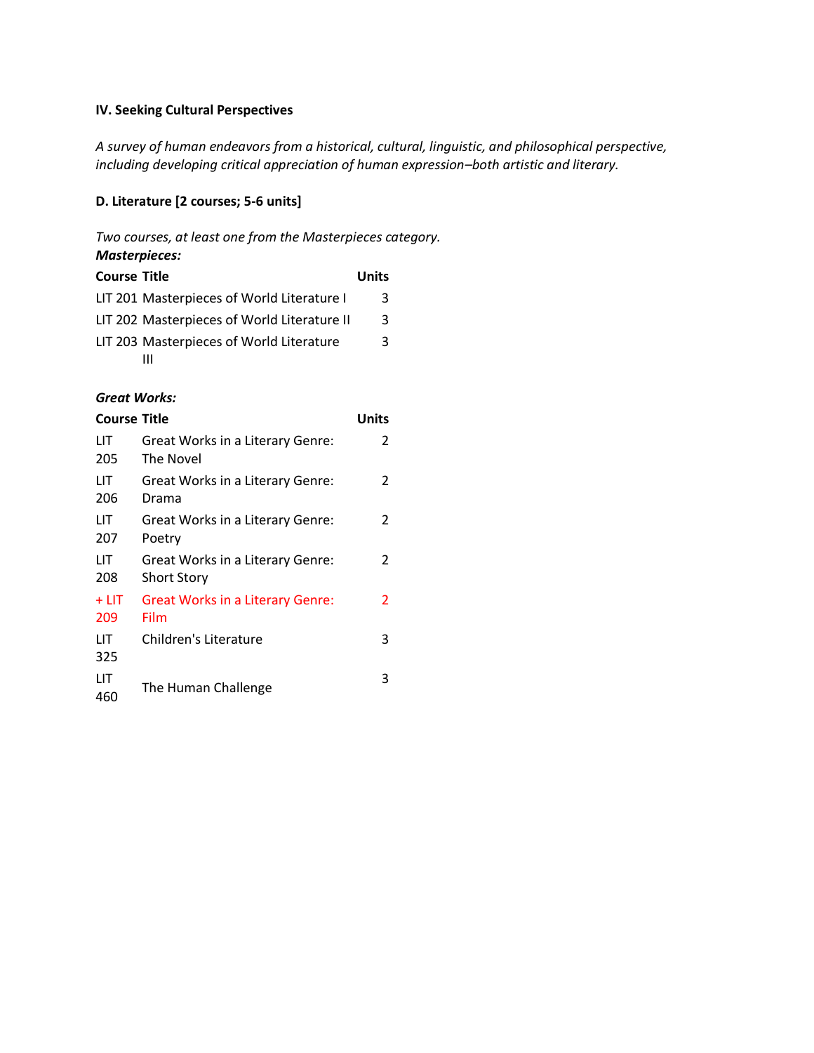### IV. Seeking Cultural Perspectives

*A survey of human endeavors from a historical, cultural, linguistic, and philosophical perspective, including developing critical appreciation of human expression–both artistic and literary.*

#### D. Literature [2 courses; 5-6 units]

*Two courses, at least one from the Masterpieces category.*

***Masterpieces:***

| Course | Title | Units |
|---|---|---|
| LIT 201 | Masterpieces of World Literature I | 3 |
| LIT 202 | Masterpieces of World Literature II | 3 |
| LIT 203 | Masterpieces of World Literature III | 3 |

***Great Works:***

| Course | Title | Units |
|---|---|---|
| LIT 205 | Great Works in a Literary Genre: The Novel | 2 |
| LIT 206 | Great Works in a Literary Genre: Drama | 2 |
| LIT 207 | Great Works in a Literary Genre: Poetry | 2 |
| LIT 208 | Great Works in a Literary Genre: Short Story | 2 |
| + LIT 209 | Great Works in a Literary Genre: Film | 2 |
| LIT 325 | Children's Literature | 3 |
| LIT 460 | The Human Challenge | 3 |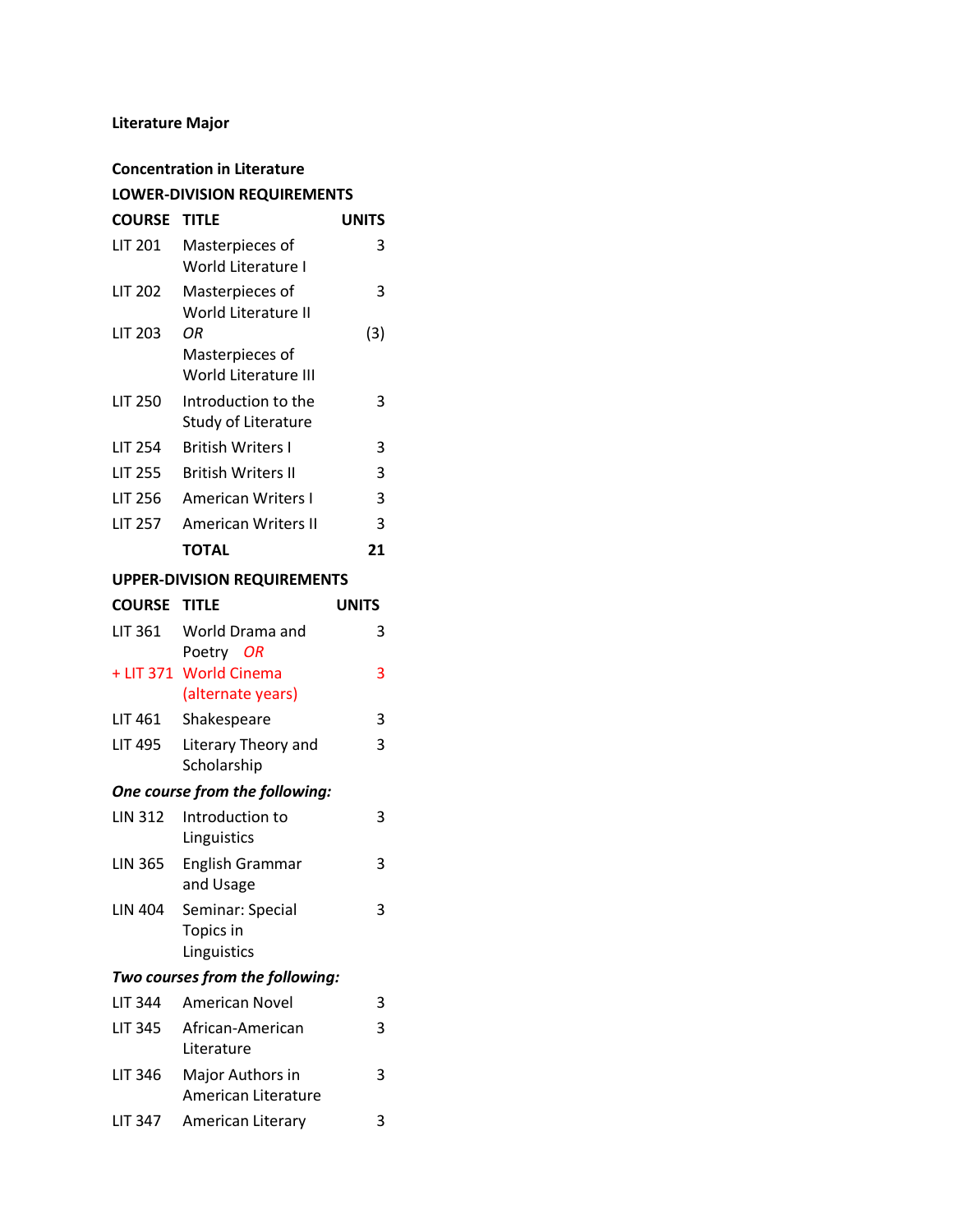**Literature Major**

**Concentration in Literature**

**LOWER-DIVISION REQUIREMENTS**

| COURSE | TITLE | UNITS |
|---|---|---|
| LIT 201 | Masterpieces of World Literature I | 3 |
| LIT 202 | Masterpieces of World Literature II | 3 |
| LIT 203 | *OR* Masterpieces of World Literature III | (3) |
| LIT 250 | Introduction to the Study of Literature | 3 |
| LIT 254 | British Writers I | 3 |
| LIT 255 | British Writers II | 3 |
| LIT 256 | American Writers I | 3 |
| LIT 257 | American Writers II | 3 |
| | **TOTAL** | **21** |

**UPPER-DIVISION REQUIREMENTS**

| COURSE | TITLE | UNITS |
|---|---|---|
| LIT 361 | World Drama and Poetry *OR* | 3 |
| + LIT 371 | World Cinema (alternate years) | 3 |
| LIT 461 | Shakespeare | 3 |
| LIT 495 | Literary Theory and Scholarship | 3 |
| ***One course from the following:*** | | |
| LIN 312 | Introduction to Linguistics | 3 |
| LIN 365 | English Grammar and Usage | 3 |
| LIN 404 | Seminar: Special Topics in Linguistics | 3 |
| ***Two courses from the following:*** | | |
| LIT 344 | American Novel | 3 |
| LIT 345 | African-American Literature | 3 |
| LIT 346 | Major Authors in American Literature | 3 |
| LIT 347 | American Literary | 3 |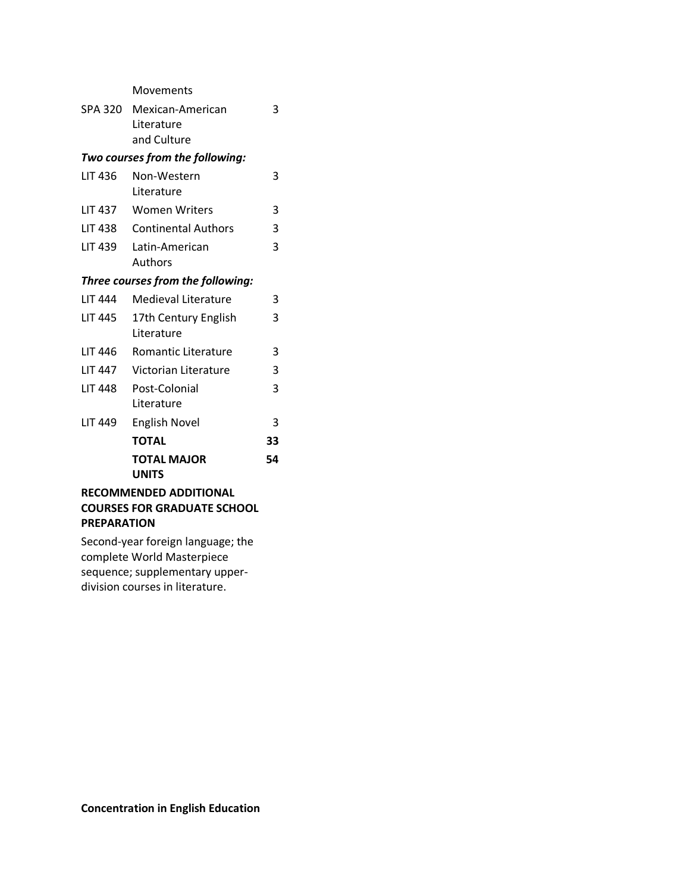| | | |
|---|---|---|
| | Movements | |
| SPA 320 | Mexican-American Literature and Culture | 3 |
| ***Two courses from the following:*** | | |
| LIT 436 | Non-Western Literature | 3 |
| LIT 437 | Women Writers | 3 |
| LIT 438 | Continental Authors | 3 |
| LIT 439 | Latin-American Authors | 3 |
| ***Three courses from the following:*** | | |
| LIT 444 | Medieval Literature | 3 |
| LIT 445 | 17th Century English Literature | 3 |
| LIT 446 | Romantic Literature | 3 |
| LIT 447 | Victorian Literature | 3 |
| LIT 448 | Post-Colonial Literature | 3 |
| LIT 449 | English Novel | 3 |
| | **TOTAL** | **33** |
| | **TOTAL MAJOR UNITS** | **54** |

**RECOMMENDED ADDITIONAL COURSES FOR GRADUATE SCHOOL PREPARATION**

Second-year foreign language; the complete World Masterpiece sequence; supplementary upper-division courses in literature.

**Concentration in English Education**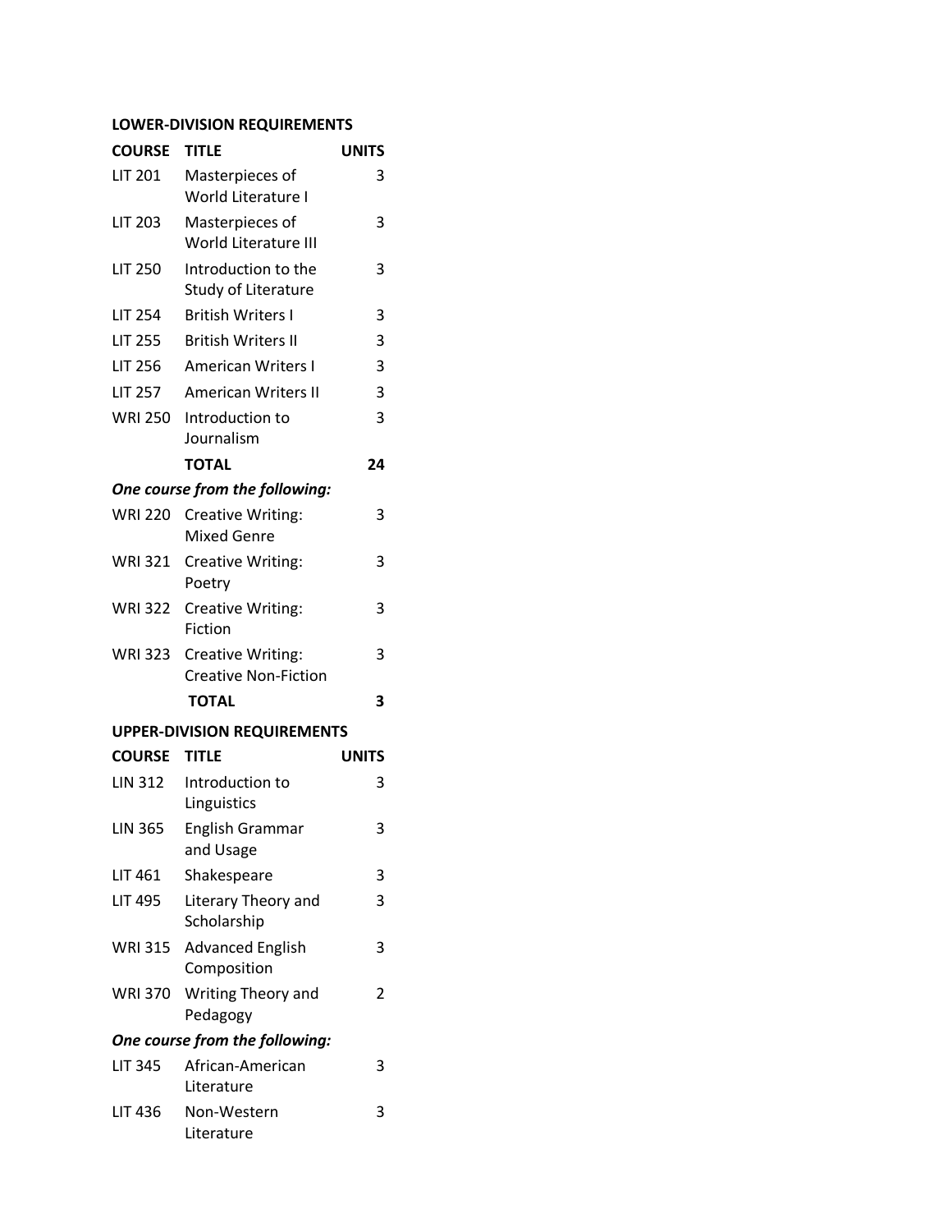**LOWER-DIVISION REQUIREMENTS**

| COURSE | TITLE | UNITS |
|---|---|---|
| LIT 201 | Masterpieces of World Literature I | 3 |
| LIT 203 | Masterpieces of World Literature III | 3 |
| LIT 250 | Introduction to the Study of Literature | 3 |
| LIT 254 | British Writers I | 3 |
| LIT 255 | British Writers II | 3 |
| LIT 256 | American Writers I | 3 |
| LIT 257 | American Writers II | 3 |
| WRI 250 | Introduction to Journalism | 3 |
| | **TOTAL** | **24** |

***One course from the following:***

| COURSE | TITLE | UNITS |
|---|---|---|
| WRI 220 | Creative Writing: Mixed Genre | 3 |
| WRI 321 | Creative Writing: Poetry | 3 |
| WRI 322 | Creative Writing: Fiction | 3 |
| WRI 323 | Creative Writing: Creative Non-Fiction | 3 |
| | **TOTAL** | **3** |

**UPPER-DIVISION REQUIREMENTS**

| COURSE | TITLE | UNITS |
|---|---|---|
| LIN 312 | Introduction to Linguistics | 3 |
| LIN 365 | English Grammar and Usage | 3 |
| LIT 461 | Shakespeare | 3 |
| LIT 495 | Literary Theory and Scholarship | 3 |
| WRI 315 | Advanced English Composition | 3 |
| WRI 370 | Writing Theory and Pedagogy | 2 |

***One course from the following:***

| COURSE | TITLE | UNITS |
|---|---|---|
| LIT 345 | African-American Literature | 3 |
| LIT 436 | Non-Western Literature | 3 |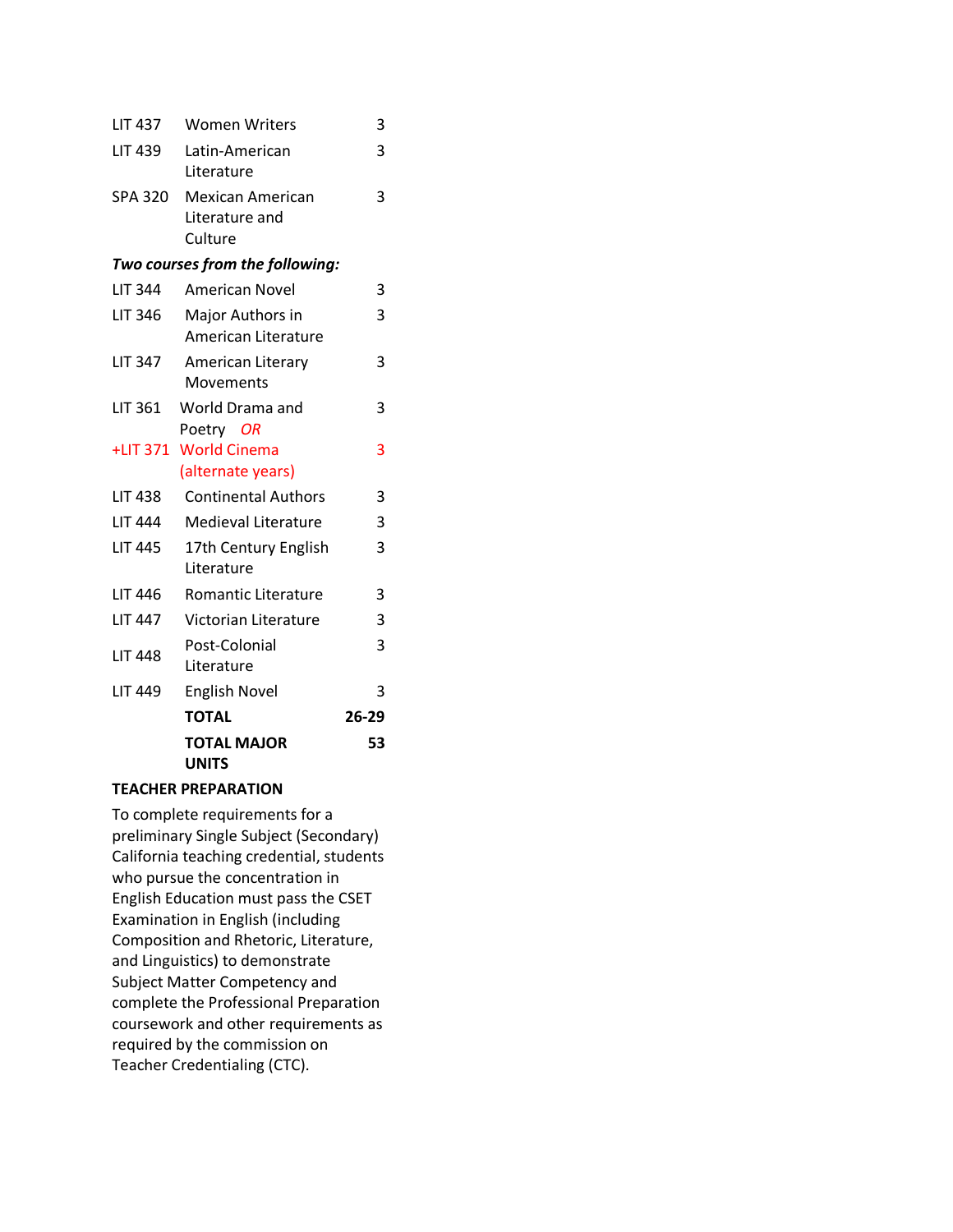| | | |
|---|---|---|
| LIT 437 | Women Writers | 3 |
| LIT 439 | Latin-American Literature | 3 |
| SPA 320 | Mexican American Literature and Culture | 3 |
| ***Two courses from the following:*** | | |
| LIT 344 | American Novel | 3 |
| LIT 346 | Major Authors in American Literature | 3 |
| LIT 347 | American Literary Movements | 3 |
| LIT 361 | World Drama and Poetry *OR* | 3 |
| +LIT 371 | World Cinema (alternate years) | 3 |
| LIT 438 | Continental Authors | 3 |
| LIT 444 | Medieval Literature | 3 |
| LIT 445 | 17th Century English Literature | 3 |
| LIT 446 | Romantic Literature | 3 |
| LIT 447 | Victorian Literature | 3 |
| LIT 448 | Post-Colonial Literature | 3 |
| LIT 449 | English Novel | 3 |
| | **TOTAL** | **26-29** |
| | **TOTAL MAJOR UNITS** | **53** |

## TEACHER PREPARATION

To complete requirements for a preliminary Single Subject (Secondary) California teaching credential, students who pursue the concentration in English Education must pass the CSET Examination in English (including Composition and Rhetoric, Literature, and Linguistics) to demonstrate Subject Matter Competency and complete the Professional Preparation coursework and other requirements as required by the commission on Teacher Credentialing (CTC).